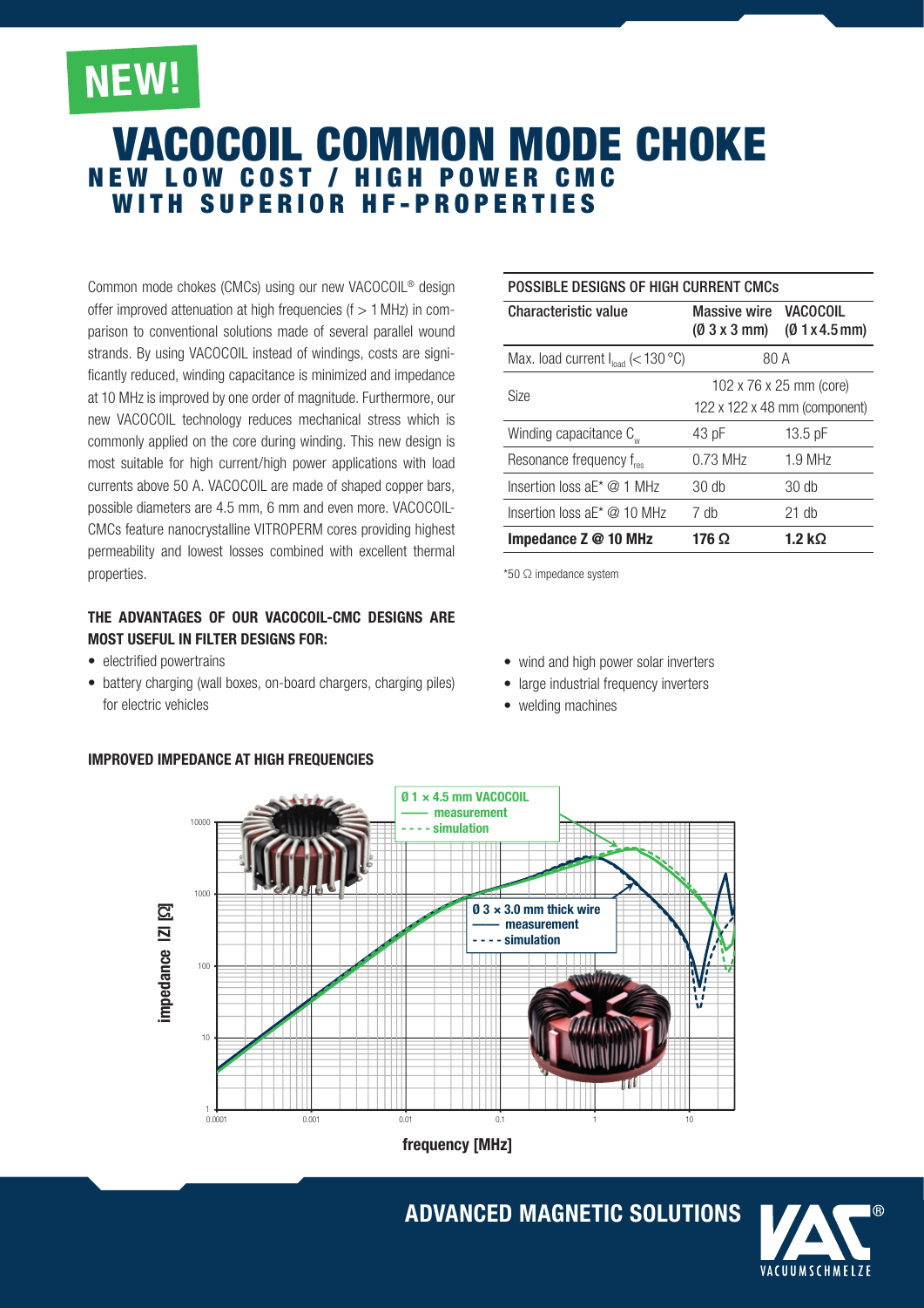NEW!

# VACOCOIL COMMON MODE CHOKE

## NEW LOW COST / HIGH POWER CMC WITH SUPERIOR HF-PROPERTIES

Common mode chokes (CMCs) using our new VACOCOIL® design offer improved attenuation at high frequencies (f > 1 MHz) in comparison to conventional solutions made of several parallel wound strands. By using VACOCOIL instead of windings, costs are significantly reduced, winding capacitance is minimized and impedance at 10 MHz is improved by one order of magnitude. Furthermore, our new VACOCOIL technology reduces mechanical stress which is commonly applied on the core during winding. This new design is most suitable for high current/high power applications with load currents above 50 A. VACOCOIL are made of shaped copper bars, possible diameters are 4.5 mm, 6 mm and even more. VACOCOIL-CMCs feature nanocrystalline VITROPERM cores providing highest permeability and lowest losses combined with excellent thermal properties.

**POSSIBLE DESIGNS OF HIGH CURRENT CMCs**

| Characteristic value | Massive wire (Ø 3 x 3 mm) | VACOCOIL (Ø 1 x 4.5 mm) |
|---|---|---|
| Max. load current $I_{load}$ (< 130 °C) | 80 A | |
| Size | 102 x 76 x 25 mm (core) 122 x 122 x 48 mm (component) | |
| Winding capacitance $C_w$ | 43 pF | 13.5 pF |
| Resonance frequency $f_{res}$ | 0.73 MHz | 1.9 MHz |
| Insertion loss aE* @ 1 MHz | 30 db | 30 db |
| Insertion loss aE* @ 10 MHz | 7 db | 21 db |
| **Impedance Z @ 10 MHz** | **176 Ω** | **1.2 kΩ** |

*50 Ω impedance system

### THE ADVANTAGES OF OUR VACOCOIL-CMC DESIGNS ARE MOST USEFUL IN FILTER DESIGNS FOR:

- electrified powertrains
- battery charging (wall boxes, on-board chargers, charging piles) for electric vehicles
- wind and high power solar inverters
- large industrial frequency inverters
- welding machines

### IMPROVED IMPEDANCE AT HIGH FREQUENCIES

Ø 1 × 4.5 mm VACOCOIL — measurement - - - simulation

Ø 3 × 3.0 mm thick wire — measurement - - - simulation

impedance |Z| [Ω]

frequency [MHz]

ADVANCED MAGNETIC SOLUTIONS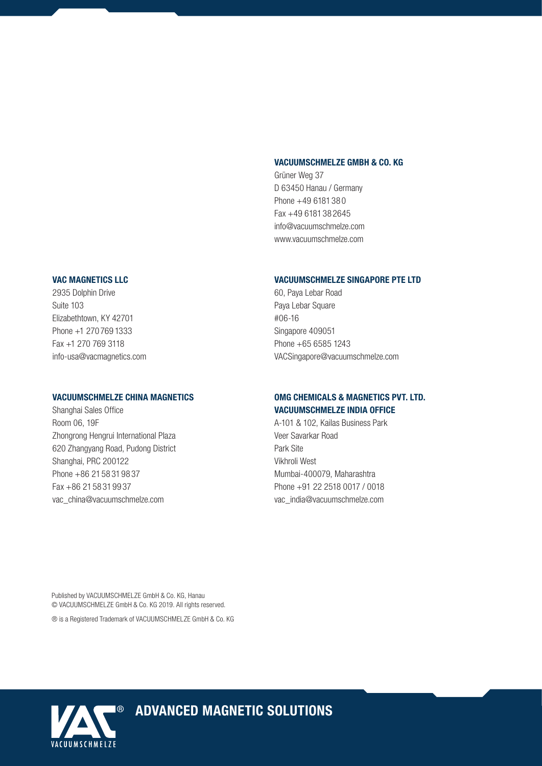**VACUUMSCHMELZE GMBH & CO. KG**
Grüner Weg 37
D 63450 Hanau / Germany
Phone +49 6181 38 0
Fax +49 6181 38 2645
info@vacuumschmelze.com
www.vacuumschmelze.com

**VAC MAGNETICS LLC**
2935 Dolphin Drive
Suite 103
Elizabethtown, KY 42701
Phone +1 270 769 1333
Fax +1 270 769 3118
info-usa@vacmagnetics.com

**VACUUMSCHMELZE SINGAPORE PTE LTD**
60, Paya Lebar Road
Paya Lebar Square
#06-16
Singapore 409051
Phone +65 6585 1243
VACSingapore@vacuumschmelze.com

**VACUUMSCHMELZE CHINA MAGNETICS**
Shanghai Sales Office
Room 06, 19F
Zhongrong Hengrui International Plaza
620 Zhangyang Road, Pudong District
Shanghai, PRC 200122
Phone +86 21 58 31 98 37
Fax +86 21 58 31 99 37
vac_china@vacuumschmelze.com

**OMG CHEMICALS & MAGNETICS PVT. LTD.**
**VACUUMSCHMELZE INDIA OFFICE**
A-101 & 102, Kailas Business Park
Veer Savarkar Road
Park Site
Vikhroli West
Mumbai-400079, Maharashtra
Phone +91 22 2518 0017 / 0018
vac_india@vacuumschmelze.com

Published by VACUUMSCHMELZE GmbH & Co. KG, Hanau
© VACUUMSCHMELZE GmbH & Co. KG 2019. All rights reserved.

® is a Registered Trademark of VACUUMSCHMELZE GmbH & Co. KG

VAC® VACUUMSCHMELZE

**ADVANCED MAGNETIC SOLUTIONS**